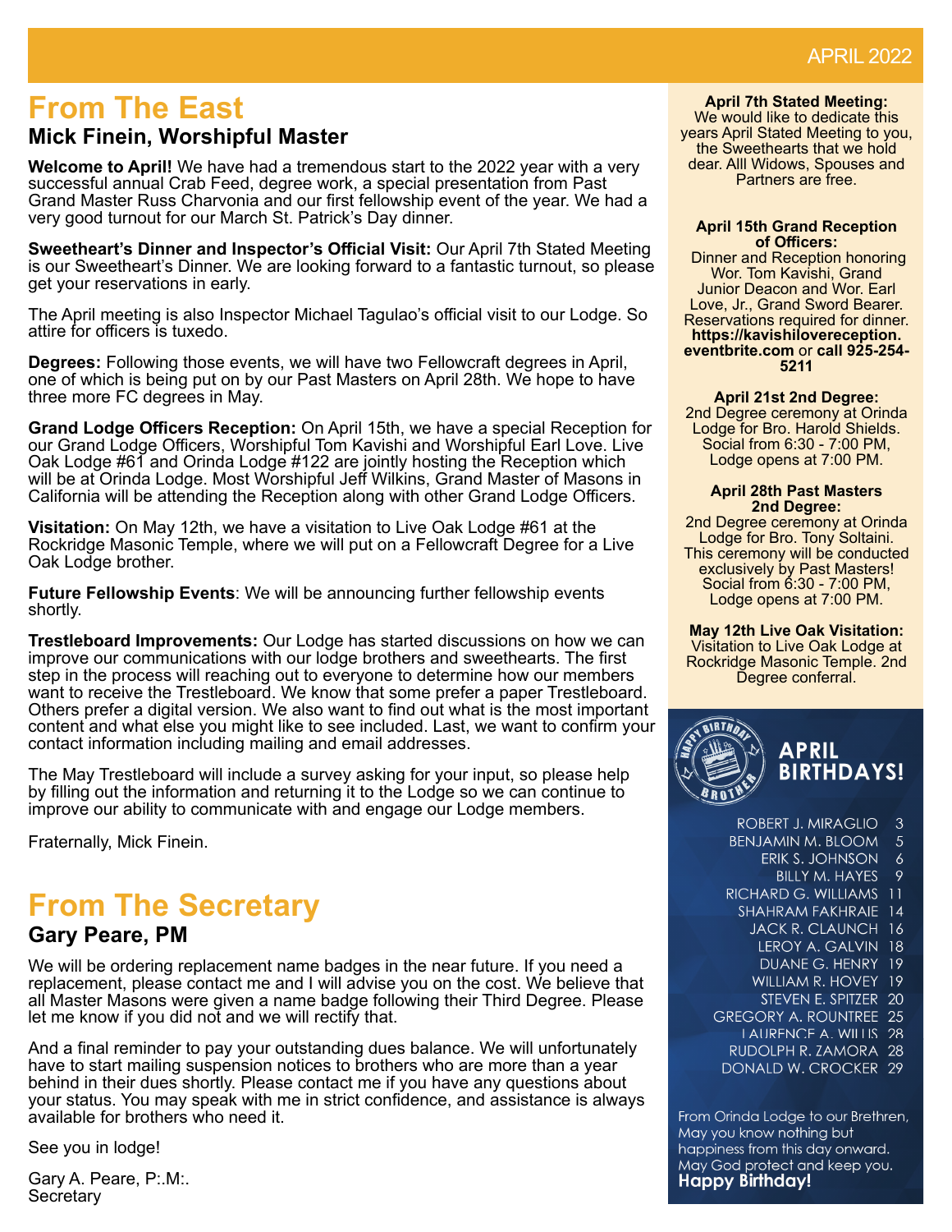APRIL 2022

# From The East

## Mick Finein, Worshipful Master

**Welcome to April!** We have had a tremendous start to the 2022 year with a very successful annual Crab Feed, degree work, a special presentation from Past Grand Master Russ Charvonia and our first fellowship event of the year. We had a very good turnout for our March St. Patrick's Day dinner.

**Sweetheart's Dinner and Inspector's Official Visit:** Our April 7th Stated Meeting is our Sweetheart's Dinner. We are looking forward to a fantastic turnout, so please get your reservations in early.

The April meeting is also Inspector Michael Tagulao's official visit to our Lodge. So attire for officers is tuxedo.

**Degrees:** Following those events, we will have two Fellowcraft degrees in April, one of which is being put on by our Past Masters on April 28th. We hope to have three more FC degrees in May.

**Grand Lodge Officers Reception:** On April 15th, we have a special Reception for our Grand Lodge Officers, Worshipful Tom Kavishi and Worshipful Earl Love. Live Oak Lodge #61 and Orinda Lodge #122 are jointly hosting the Reception which will be at Orinda Lodge. Most Worshipful Jeff Wilkins, Grand Master of Masons in California will be attending the Reception along with other Grand Lodge Officers.

**Visitation:** On May 12th, we have a visitation to Live Oak Lodge #61 at the Rockridge Masonic Temple, where we will put on a Fellowcraft Degree for a Live Oak Lodge brother.

**Future Fellowship Events**: We will be announcing further fellowship events shortly.

**Trestleboard Improvements:** Our Lodge has started discussions on how we can improve our communications with our lodge brothers and sweethearts. The first step in the process will reaching out to everyone to determine how our members want to receive the Trestleboard. We know that some prefer a paper Trestleboard. Others prefer a digital version. We also want to find out what is the most important content and what else you might like to see included. Last, we want to confirm your contact information including mailing and email addresses.

The May Trestleboard will include a survey asking for your input, so please help by filling out the information and returning it to the Lodge so we can continue to improve our ability to communicate with and engage our Lodge members.

Fraternally, Mick Finein.

# From The Secretary

## Gary Peare, PM

We will be ordering replacement name badges in the near future. If you need a replacement, please contact me and I will advise you on the cost. We believe that all Master Masons were given a name badge following their Third Degree. Please let me know if you did not and we will rectify that.

And a final reminder to pay your outstanding dues balance. We will unfortunately have to start mailing suspension notices to brothers who are more than a year behind in their dues shortly. Please contact me if you have any questions about your status. You may speak with me in strict confidence, and assistance is always available for brothers who need it.

See you in lodge!

Gary A. Peare, P:.M:.
Secretary

**April 7th Stated Meeting:**
We would like to dedicate this years April Stated Meeting to you, the Sweethearts that we hold dear. Alll Widows, Spouses and Partners are free.

**April 15th Grand Reception of Officers:**
Dinner and Reception honoring Wor. Tom Kavishi, Grand Junior Deacon and Wor. Earl Love, Jr., Grand Sword Bearer. Reservations required for dinner. **https://kavishilovereception.eventbrite.com** or **call 925-254-5211**

**April 21st 2nd Degree:**
2nd Degree ceremony at Orinda Lodge for Bro. Harold Shields. Social from 6:30 - 7:00 PM, Lodge opens at 7:00 PM.

**April 28th Past Masters 2nd Degree:**
2nd Degree ceremony at Orinda Lodge for Bro. Tony Soltaini. This ceremony will be conducted exclusively by Past Masters! Social from 6:30 - 7:00 PM, Lodge opens at 7:00 PM.

**May 12th Live Oak Visitation:**
Visitation to Live Oak Lodge at Rockridge Masonic Temple. 2nd Degree conferral.

## APRIL BIRTHDAYS!

| | |
|---|---|
| ROBERT J. MIRAGLIO | 3 |
| BENJAMIN M. BLOOM | 5 |
| ERIK S. JOHNSON | 6 |
| BILLY M. HAYES | 9 |
| RICHARD G. WILLIAMS | 11 |
| SHAHRAM FAKHRAIE | 14 |
| JACK R. CLAUNCH | 16 |
| LEROY A. GALVIN | 18 |
| DUANE G. HENRY | 19 |
| WILLIAM R. HOVEY | 19 |
| STEVEN E. SPITZER | 20 |
| GREGORY A. ROUNTREE | 25 |
| LAURENCE A. WILLIS | 28 |
| RUDOLPH R. ZAMORA | 28 |
| DONALD W. CROCKER | 29 |

From Orinda Lodge to our Brethren, May you know nothing but happiness from this day onward. May God protect and keep you.
**Happy Birthday!**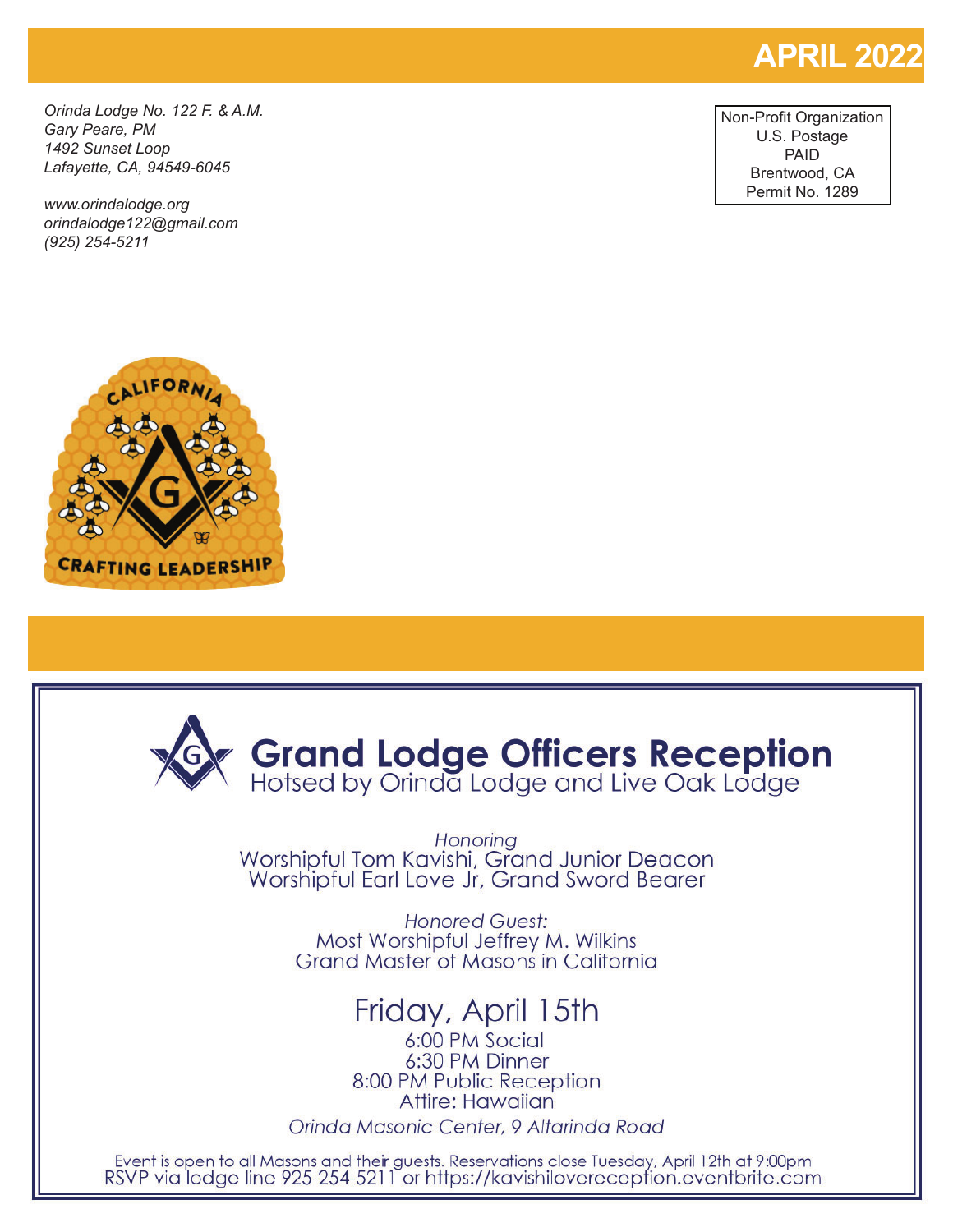**APRIL 2022**

*Orinda Lodge No. 122 F. & A.M.*
*Gary Peare, PM*
*1492 Sunset Loop*
*Lafayette, CA, 94549-6045*

*www.orindalodge.org*
*orindalodge122@gmail.com*
*(925) 254-5211*

Non-Profit Organization
U.S. Postage
PAID
Brentwood, CA
Permit No. 1289

CALIFORNIA

CRAFTING LEADERSHIP

# Grand Lodge Officers Reception

Hotsed by Orinda Lodge and Live Oak Lodge

*Honoring*
Worshipful Tom Kavishi, Grand Junior Deacon
Worshipful Earl Love Jr, Grand Sword Bearer

*Honored Guest:*
Most Worshipful Jeffrey M. Wilkins
Grand Master of Masons in California

## Friday, April 15th

6:00 PM Social
6:30 PM Dinner
8:00 PM Public Reception
Attire: Hawaiian

*Orinda Masonic Center, 9 Altarinda Road*

Event is open to all Masons and their guests. Reservations close Tuesday, April 12th at 9:00pm
RSVP via lodge line 925-254-5211 or https://kavishilovereception.eventbrite.com